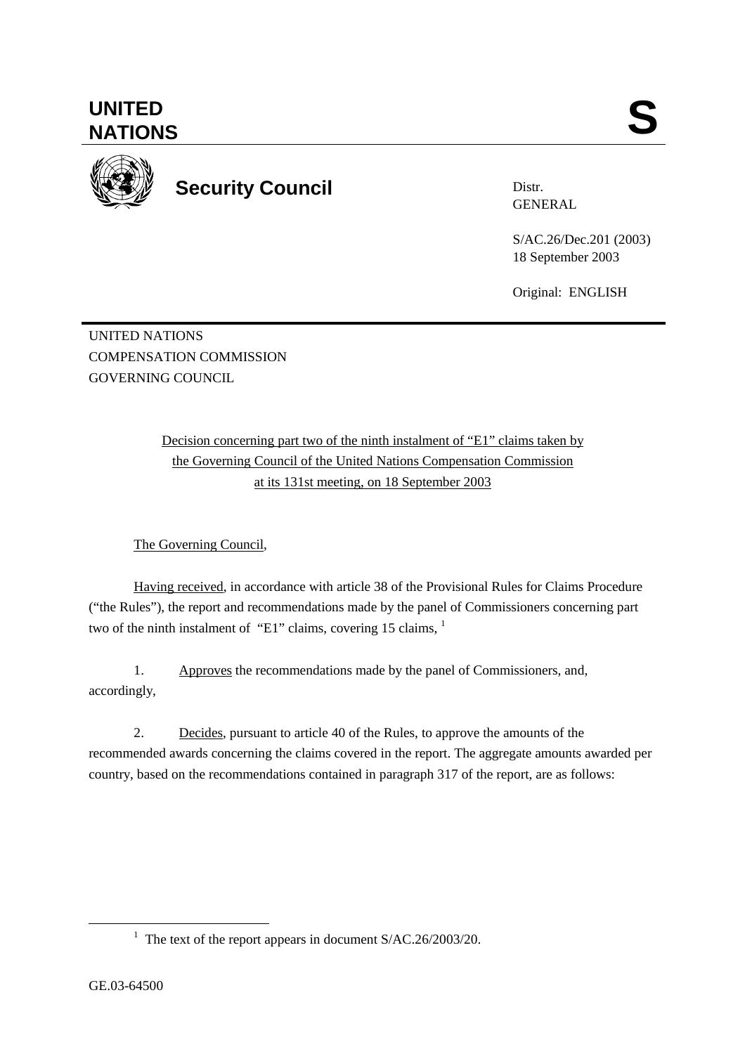# UNITED NATIONS

**S**

## Security Council

Distr.
GENERAL

S/AC.26/Dec.201 (2003)
18 September 2003

Original: ENGLISH

UNITED NATIONS
COMPENSATION COMMISSION
GOVERNING COUNCIL

Decision concerning part two of the ninth instalment of "E1" claims taken by the Governing Council of the United Nations Compensation Commission at its 131st meeting, on 18 September 2003

The Governing Council,

Having received, in accordance with article 38 of the Provisional Rules for Claims Procedure ("the Rules"), the report and recommendations made by the panel of Commissioners concerning part two of the ninth instalment of "E1" claims, covering 15 claims, [1]

1. Approves the recommendations made by the panel of Commissioners, and, accordingly,

2. Decides, pursuant to article 40 of the Rules, to approve the amounts of the recommended awards concerning the claims covered in the report. The aggregate amounts awarded per country, based on the recommendations contained in paragraph 317 of the report, are as follows:

---

[1] The text of the report appears in document S/AC.26/2003/20.

GE.03-64500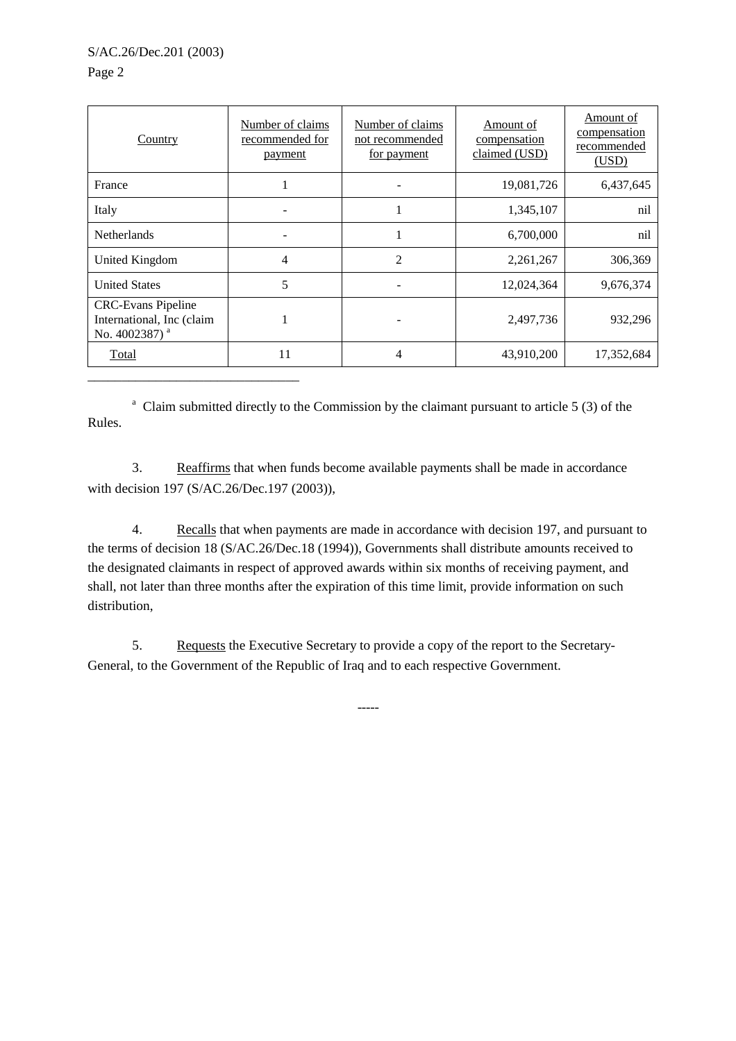| Country | Number of claims recommended for payment | Number of claims not recommended for payment | Amount of compensation claimed (USD) | Amount of compensation recommended (USD) |
|---|---|---|---|---|
| France | 1 | - | 19,081,726 | 6,437,645 |
| Italy | - | 1 | 1,345,107 | nil |
| Netherlands | - | 1 | 6,700,000 | nil |
| United Kingdom | 4 | 2 | 2,261,267 | 306,369 |
| United States | 5 | - | 12,024,364 | 9,676,374 |
| CRC-Evans Pipeline International, Inc (claim No. 4002387) [a] | 1 | - | 2,497,736 | 932,296 |
| Total | 11 | 4 | 43,910,200 | 17,352,684 |

[a] Claim submitted directly to the Commission by the claimant pursuant to article 5 (3) of the Rules.

3. Reaffirms that when funds become available payments shall be made in accordance with decision 197 (S/AC.26/Dec.197 (2003)),

4. Recalls that when payments are made in accordance with decision 197, and pursuant to the terms of decision 18 (S/AC.26/Dec.18 (1994)), Governments shall distribute amounts received to the designated claimants in respect of approved awards within six months of receiving payment, and shall, not later than three months after the expiration of this time limit, provide information on such distribution,

5. Requests the Executive Secretary to provide a copy of the report to the Secretary-General, to the Government of the Republic of Iraq and to each respective Government.

-----